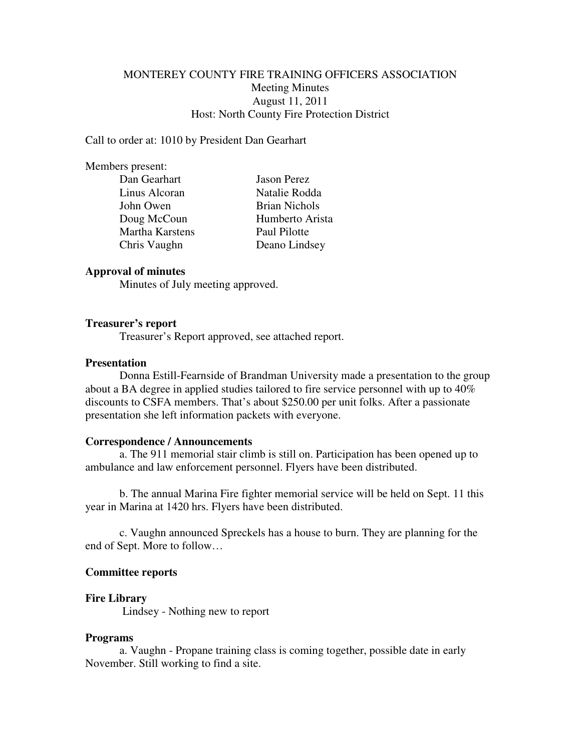# MONTEREY COUNTY FIRE TRAINING OFFICERS ASSOCIATION

Meeting Minutes
August 11, 2011
Host: North County Fire Protection District

Call to order at: 1010 by President Dan Gearhart

Members present:

| | |
|---|---|
| Dan Gearhart | Jason Perez |
| Linus Alcoran | Natalie Rodda |
| John Owen | Brian Nichols |
| Doug McCoun | Humberto Arista |
| Martha Karstens | Paul Pilotte |
| Chris Vaughn | Deano Lindsey |

**Approval of minutes**

Minutes of July meeting approved.

**Treasurer's report**

Treasurer's Report approved, see attached report.

**Presentation**

Donna Estill-Fearnside of Brandman University made a presentation to the group about a BA degree in applied studies tailored to fire service personnel with up to 40% discounts to CSFA members. That's about $250.00 per unit folks. After a passionate presentation she left information packets with everyone.

**Correspondence / Announcements**

a. The 911 memorial stair climb is still on. Participation has been opened up to ambulance and law enforcement personnel. Flyers have been distributed.

b. The annual Marina Fire fighter memorial service will be held on Sept. 11 this year in Marina at 1420 hrs. Flyers have been distributed.

c. Vaughn announced Spreckels has a house to burn. They are planning for the end of Sept. More to follow…

**Committee reports**

**Fire Library**

Lindsey - Nothing new to report

**Programs**

a. Vaughn - Propane training class is coming together, possible date in early November. Still working to find a site.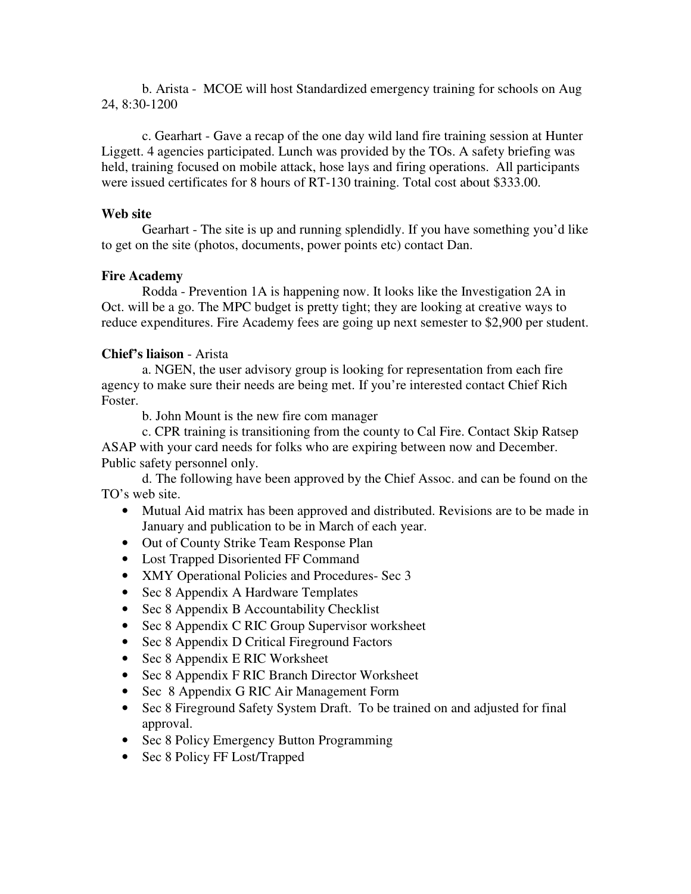b. Arista - MCOE will host Standardized emergency training for schools on Aug 24, 8:30-1200

c. Gearhart - Gave a recap of the one day wild land fire training session at Hunter Liggett. 4 agencies participated. Lunch was provided by the TOs. A safety briefing was held, training focused on mobile attack, hose lays and firing operations. All participants were issued certificates for 8 hours of RT-130 training. Total cost about $333.00.

**Web site**

Gearhart - The site is up and running splendidly. If you have something you'd like to get on the site (photos, documents, power points etc) contact Dan.

**Fire Academy**

Rodda - Prevention 1A is happening now. It looks like the Investigation 2A in Oct. will be a go. The MPC budget is pretty tight; they are looking at creative ways to reduce expenditures. Fire Academy fees are going up next semester to $2,900 per student.

**Chief's liaison** - Arista

a. NGEN, the user advisory group is looking for representation from each fire agency to make sure their needs are being met. If you're interested contact Chief Rich Foster.

b. John Mount is the new fire com manager

c. CPR training is transitioning from the county to Cal Fire. Contact Skip Ratsep ASAP with your card needs for folks who are expiring between now and December. Public safety personnel only.

d. The following have been approved by the Chief Assoc. and can be found on the TO's web site.

- Mutual Aid matrix has been approved and distributed. Revisions are to be made in January and publication to be in March of each year.
- Out of County Strike Team Response Plan
- Lost Trapped Disoriented FF Command
- XMY Operational Policies and Procedures- Sec 3
- Sec 8 Appendix A Hardware Templates
- Sec 8 Appendix B Accountability Checklist
- Sec 8 Appendix C RIC Group Supervisor worksheet
- Sec 8 Appendix D Critical Fireground Factors
- Sec 8 Appendix E RIC Worksheet
- Sec 8 Appendix F RIC Branch Director Worksheet
- Sec 8 Appendix G RIC Air Management Form
- Sec 8 Fireground Safety System Draft. To be trained on and adjusted for final approval.
- Sec 8 Policy Emergency Button Programming
- Sec 8 Policy FF Lost/Trapped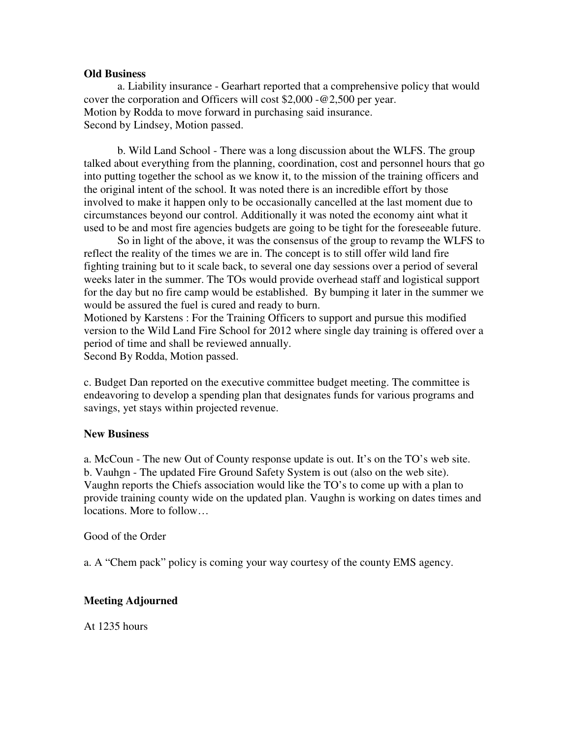**Old Business**

a. Liability insurance - Gearhart reported that a comprehensive policy that would cover the corporation and Officers will cost $2,000 -@2,500 per year.
Motion by Rodda to move forward in purchasing said insurance.
Second by Lindsey, Motion passed.

b. Wild Land School - There was a long discussion about the WLFS. The group talked about everything from the planning, coordination, cost and personnel hours that go into putting together the school as we know it, to the mission of the training officers and the original intent of the school. It was noted there is an incredible effort by those involved to make it happen only to be occasionally cancelled at the last moment due to circumstances beyond our control. Additionally it was noted the economy aint what it used to be and most fire agencies budgets are going to be tight for the foreseeable future.

So in light of the above, it was the consensus of the group to revamp the WLFS to reflect the reality of the times we are in. The concept is to still offer wild land fire fighting training but to it scale back, to several one day sessions over a period of several weeks later in the summer. The TOs would provide overhead staff and logistical support for the day but no fire camp would be established. By bumping it later in the summer we would be assured the fuel is cured and ready to burn.
Motioned by Karstens : For the Training Officers to support and pursue this modified version to the Wild Land Fire School for 2012 where single day training is offered over a period of time and shall be reviewed annually.
Second By Rodda, Motion passed.

c. Budget Dan reported on the executive committee budget meeting. The committee is endeavoring to develop a spending plan that designates funds for various programs and savings, yet stays within projected revenue.

**New Business**

a. McCoun - The new Out of County response update is out. It's on the TO's web site.
b. Vauhgn - The updated Fire Ground Safety System is out (also on the web site). Vaughn reports the Chiefs association would like the TO's to come up with a plan to provide training county wide on the updated plan. Vaughn is working on dates times and locations. More to follow…

Good of the Order

a. A "Chem pack" policy is coming your way courtesy of the county EMS agency.

**Meeting Adjourned**

At 1235 hours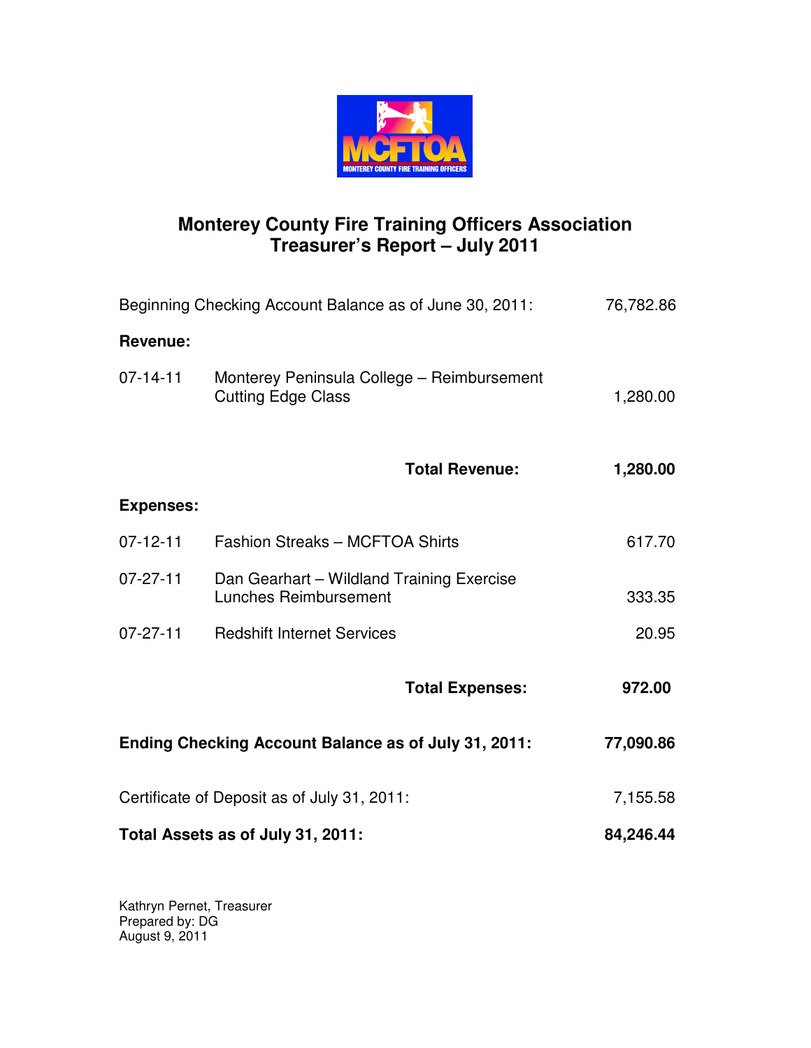# Monterey County Fire Training Officers Association
## Treasurer's Report – July 2011

| | | |
|---|---|---|
| Beginning Checking Account Balance as of June 30, 2011: | | 76,782.86 |
| **Revenue:** | | |
| 07-14-11 | Monterey Peninsula College – Reimbursement Cutting Edge Class | 1,280.00 |
| | **Total Revenue:** | **1,280.00** |
| **Expenses:** | | |
| 07-12-11 | Fashion Streaks – MCFTOA Shirts | 617.70 |
| 07-27-11 | Dan Gearhart – Wildland Training Exercise Lunches Reimbursement | 333.35 |
| 07-27-11 | Redshift Internet Services | 20.95 |
| | **Total Expenses:** | **972.00** |
| **Ending Checking Account Balance as of July 31, 2011:** | | **77,090.86** |
| Certificate of Deposit as of July 31, 2011: | | 7,155.58 |
| **Total Assets as of July 31, 2011:** | | **84,246.44** |

Kathryn Pernet, Treasurer
Prepared by: DG
August 9, 2011